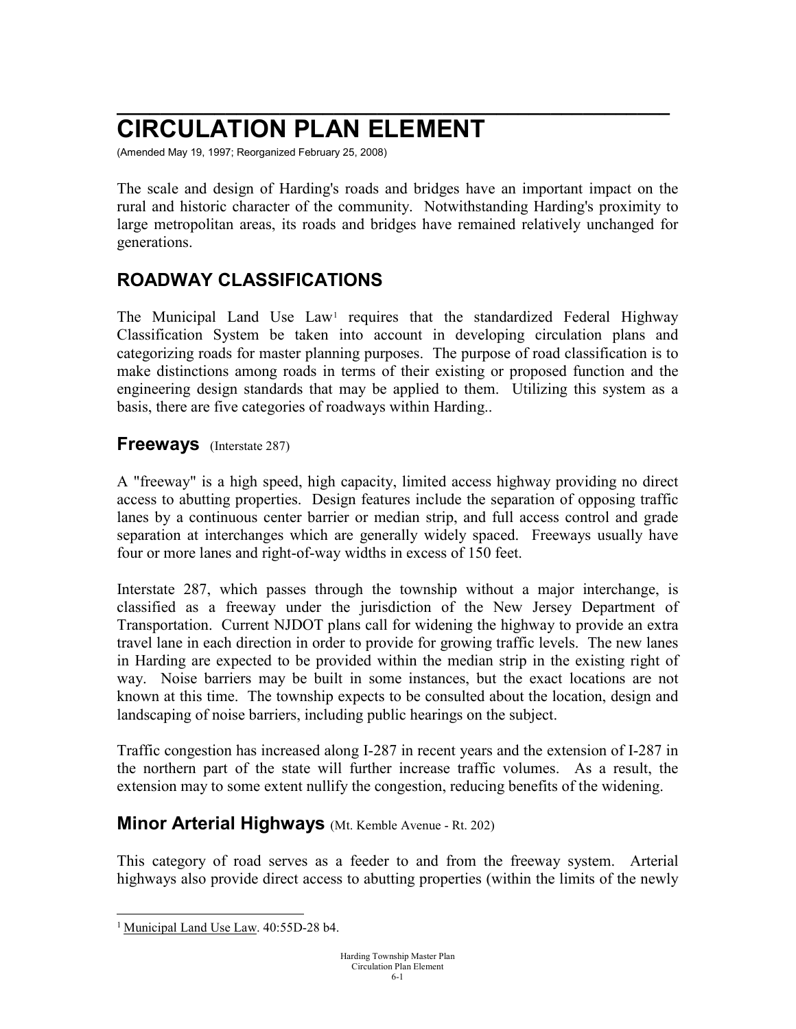# CIRCULATION PLAN ELEMENT

(Amended May 19, 1997; Reorganized February 25, 2008)

The scale and design of Harding's roads and bridges have an important impact on the rural and historic character of the community. Notwithstanding Harding's proximity to large metropolitan areas, its roads and bridges have remained relatively unchanged for generations.

## ROADWAY CLASSIFICATIONS

The Municipal Land Use Law[1] requires that the standardized Federal Highway Classification System be taken into account in developing circulation plans and categorizing roads for master planning purposes. The purpose of road classification is to make distinctions among roads in terms of their existing or proposed function and the engineering design standards that may be applied to them. Utilizing this system as a basis, there are five categories of roadways within Harding..

### Freeways (Interstate 287)

A "freeway" is a high speed, high capacity, limited access highway providing no direct access to abutting properties. Design features include the separation of opposing traffic lanes by a continuous center barrier or median strip, and full access control and grade separation at interchanges which are generally widely spaced. Freeways usually have four or more lanes and right-of-way widths in excess of 150 feet.

Interstate 287, which passes through the township without a major interchange, is classified as a freeway under the jurisdiction of the New Jersey Department of Transportation. Current NJDOT plans call for widening the highway to provide an extra travel lane in each direction in order to provide for growing traffic levels. The new lanes in Harding are expected to be provided within the median strip in the existing right of way. Noise barriers may be built in some instances, but the exact locations are not known at this time. The township expects to be consulted about the location, design and landscaping of noise barriers, including public hearings on the subject.

Traffic congestion has increased along I-287 in recent years and the extension of I-287 in the northern part of the state will further increase traffic volumes. As a result, the extension may to some extent nullify the congestion, reducing benefits of the widening.

### Minor Arterial Highways (Mt. Kemble Avenue - Rt. 202)

This category of road serves as a feeder to and from the freeway system. Arterial highways also provide direct access to abutting properties (within the limits of the newly

[1] Municipal Land Use Law. 40:55D-28 b4.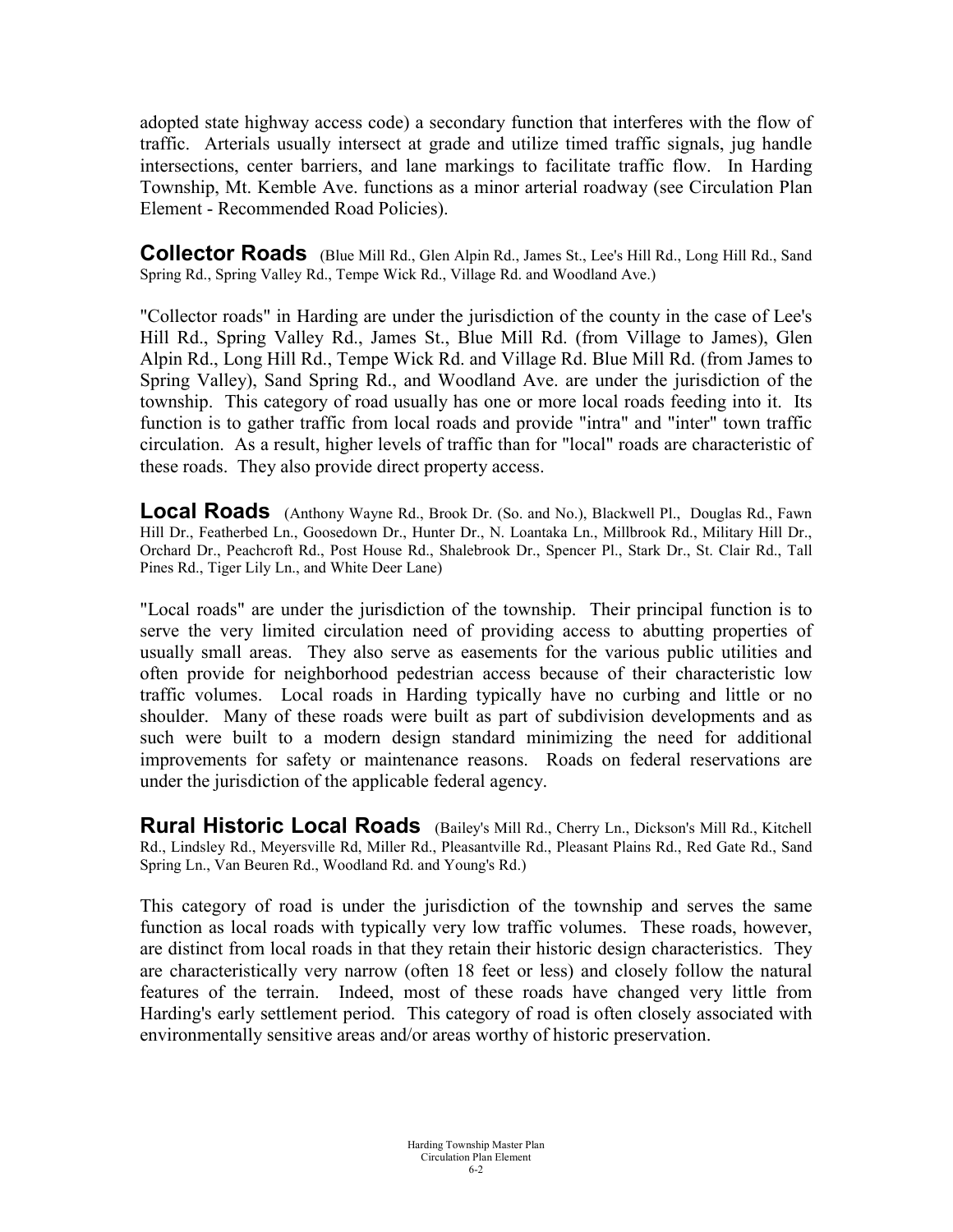adopted state highway access code) a secondary function that interferes with the flow of traffic. Arterials usually intersect at grade and utilize timed traffic signals, jug handle intersections, center barriers, and lane markings to facilitate traffic flow. In Harding Township, Mt. Kemble Ave. functions as a minor arterial roadway (see Circulation Plan Element - Recommended Road Policies).

## Collector Roads

(Blue Mill Rd., Glen Alpin Rd., James St., Lee's Hill Rd., Long Hill Rd., Sand Spring Rd., Spring Valley Rd., Tempe Wick Rd., Village Rd. and Woodland Ave.)

"Collector roads" in Harding are under the jurisdiction of the county in the case of Lee's Hill Rd., Spring Valley Rd., James St., Blue Mill Rd. (from Village to James), Glen Alpin Rd., Long Hill Rd., Tempe Wick Rd. and Village Rd. Blue Mill Rd. (from James to Spring Valley), Sand Spring Rd., and Woodland Ave. are under the jurisdiction of the township. This category of road usually has one or more local roads feeding into it. Its function is to gather traffic from local roads and provide "intra" and "inter" town traffic circulation. As a result, higher levels of traffic than for "local" roads are characteristic of these roads. They also provide direct property access.

## Local Roads

(Anthony Wayne Rd., Brook Dr. (So. and No.), Blackwell Pl., Douglas Rd., Fawn Hill Dr., Featherbed Ln., Goosedown Dr., Hunter Dr., N. Loantaka Ln., Millbrook Rd., Military Hill Dr., Orchard Dr., Peachcroft Rd., Post House Rd., Shalebrook Dr., Spencer Pl., Stark Dr., St. Clair Rd., Tall Pines Rd., Tiger Lily Ln., and White Deer Lane)

"Local roads" are under the jurisdiction of the township. Their principal function is to serve the very limited circulation need of providing access to abutting properties of usually small areas. They also serve as easements for the various public utilities and often provide for neighborhood pedestrian access because of their characteristic low traffic volumes. Local roads in Harding typically have no curbing and little or no shoulder. Many of these roads were built as part of subdivision developments and as such were built to a modern design standard minimizing the need for additional improvements for safety or maintenance reasons. Roads on federal reservations are under the jurisdiction of the applicable federal agency.

## Rural Historic Local Roads

(Bailey's Mill Rd., Cherry Ln., Dickson's Mill Rd., Kitchell Rd., Lindsley Rd., Meyersville Rd, Miller Rd., Pleasantville Rd., Pleasant Plains Rd., Red Gate Rd., Sand Spring Ln., Van Beuren Rd., Woodland Rd. and Young's Rd.)

This category of road is under the jurisdiction of the township and serves the same function as local roads with typically very low traffic volumes. These roads, however, are distinct from local roads in that they retain their historic design characteristics. They are characteristically very narrow (often 18 feet or less) and closely follow the natural features of the terrain. Indeed, most of these roads have changed very little from Harding's early settlement period. This category of road is often closely associated with environmentally sensitive areas and/or areas worthy of historic preservation.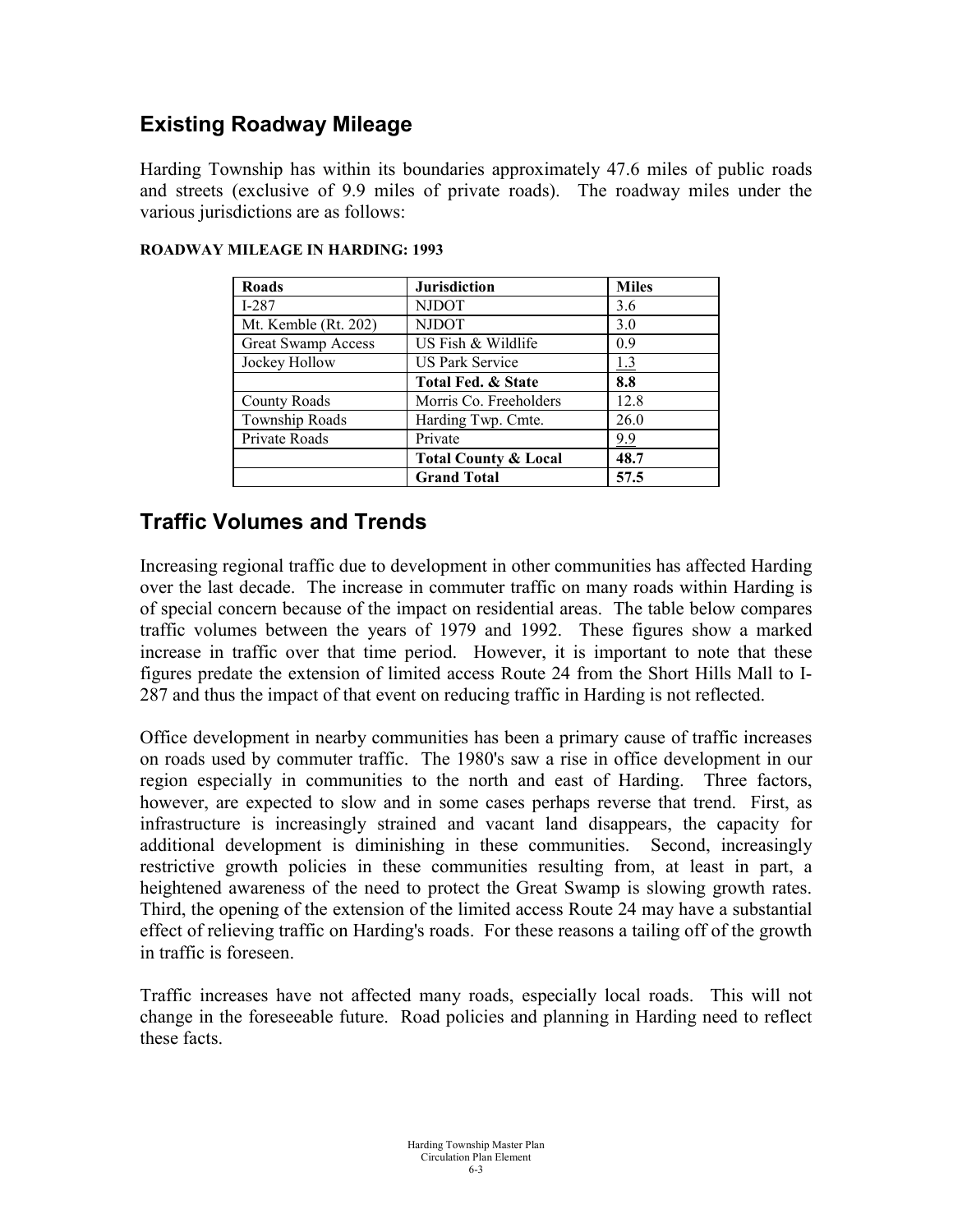## Existing Roadway Mileage

Harding Township has within its boundaries approximately 47.6 miles of public roads and streets (exclusive of 9.9 miles of private roads). The roadway miles under the various jurisdictions are as follows:

**ROADWAY MILEAGE IN HARDING: 1993**

| Roads | Jurisdiction | Miles |
|---|---|---|
| I-287 | NJDOT | 3.6 |
| Mt. Kemble (Rt. 202) | NJDOT | 3.0 |
| Great Swamp Access | US Fish & Wildlife | 0.9 |
| Jockey Hollow | US Park Service | 1.3 |
| | **Total Fed. & State** | **8.8** |
| County Roads | Morris Co. Freeholders | 12.8 |
| Township Roads | Harding Twp. Cmte. | 26.0 |
| Private Roads | Private | 9.9 |
| | **Total County & Local** | **48.7** |
| | **Grand Total** | **57.5** |

## Traffic Volumes and Trends

Increasing regional traffic due to development in other communities has affected Harding over the last decade. The increase in commuter traffic on many roads within Harding is of special concern because of the impact on residential areas. The table below compares traffic volumes between the years of 1979 and 1992. These figures show a marked increase in traffic over that time period. However, it is important to note that these figures predate the extension of limited access Route 24 from the Short Hills Mall to I-287 and thus the impact of that event on reducing traffic in Harding is not reflected.

Office development in nearby communities has been a primary cause of traffic increases on roads used by commuter traffic. The 1980's saw a rise in office development in our region especially in communities to the north and east of Harding. Three factors, however, are expected to slow and in some cases perhaps reverse that trend. First, as infrastructure is increasingly strained and vacant land disappears, the capacity for additional development is diminishing in these communities. Second, increasingly restrictive growth policies in these communities resulting from, at least in part, a heightened awareness of the need to protect the Great Swamp is slowing growth rates. Third, the opening of the extension of the limited access Route 24 may have a substantial effect of relieving traffic on Harding's roads. For these reasons a tailing off of the growth in traffic is foreseen.

Traffic increases have not affected many roads, especially local roads. This will not change in the foreseeable future. Road policies and planning in Harding need to reflect these facts.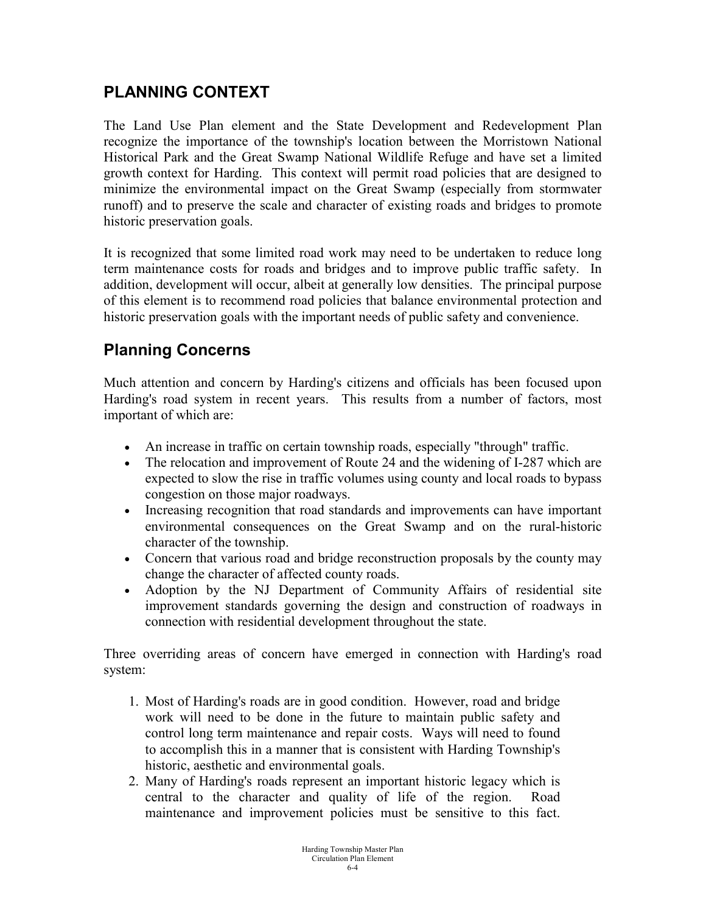## PLANNING CONTEXT

The Land Use Plan element and the State Development and Redevelopment Plan recognize the importance of the township's location between the Morristown National Historical Park and the Great Swamp National Wildlife Refuge and have set a limited growth context for Harding. This context will permit road policies that are designed to minimize the environmental impact on the Great Swamp (especially from stormwater runoff) and to preserve the scale and character of existing roads and bridges to promote historic preservation goals.

It is recognized that some limited road work may need to be undertaken to reduce long term maintenance costs for roads and bridges and to improve public traffic safety. In addition, development will occur, albeit at generally low densities. The principal purpose of this element is to recommend road policies that balance environmental protection and historic preservation goals with the important needs of public safety and convenience.

## Planning Concerns

Much attention and concern by Harding's citizens and officials has been focused upon Harding's road system in recent years. This results from a number of factors, most important of which are:

- An increase in traffic on certain township roads, especially "through" traffic.
- The relocation and improvement of Route 24 and the widening of I-287 which are expected to slow the rise in traffic volumes using county and local roads to bypass congestion on those major roadways.
- Increasing recognition that road standards and improvements can have important environmental consequences on the Great Swamp and on the rural-historic character of the township.
- Concern that various road and bridge reconstruction proposals by the county may change the character of affected county roads.
- Adoption by the NJ Department of Community Affairs of residential site improvement standards governing the design and construction of roadways in connection with residential development throughout the state.

Three overriding areas of concern have emerged in connection with Harding's road system:

1. Most of Harding's roads are in good condition. However, road and bridge work will need to be done in the future to maintain public safety and control long term maintenance and repair costs. Ways will need to found to accomplish this in a manner that is consistent with Harding Township's historic, aesthetic and environmental goals.
2. Many of Harding's roads represent an important historic legacy which is central to the character and quality of life of the region. Road maintenance and improvement policies must be sensitive to this fact.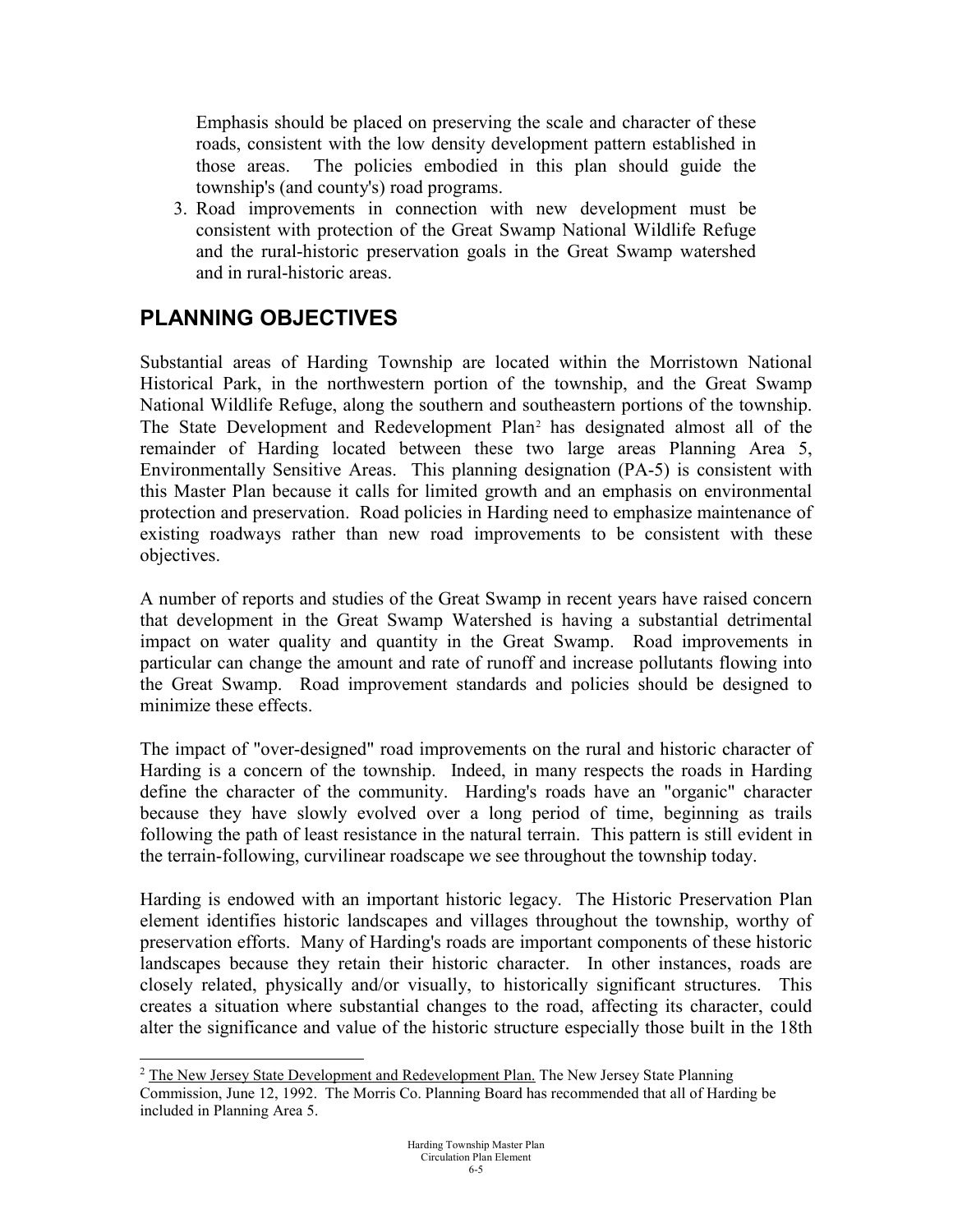Emphasis should be placed on preserving the scale and character of these roads, consistent with the low density development pattern established in those areas. The policies embodied in this plan should guide the township's (and county's) road programs.

3. Road improvements in connection with new development must be consistent with protection of the Great Swamp National Wildlife Refuge and the rural-historic preservation goals in the Great Swamp watershed and in rural-historic areas.

## PLANNING OBJECTIVES

Substantial areas of Harding Township are located within the Morristown National Historical Park, in the northwestern portion of the township, and the Great Swamp National Wildlife Refuge, along the southern and southeastern portions of the township. The State Development and Redevelopment Plan[2] has designated almost all of the remainder of Harding located between these two large areas Planning Area 5, Environmentally Sensitive Areas. This planning designation (PA-5) is consistent with this Master Plan because it calls for limited growth and an emphasis on environmental protection and preservation. Road policies in Harding need to emphasize maintenance of existing roadways rather than new road improvements to be consistent with these objectives.

A number of reports and studies of the Great Swamp in recent years have raised concern that development in the Great Swamp Watershed is having a substantial detrimental impact on water quality and quantity in the Great Swamp. Road improvements in particular can change the amount and rate of runoff and increase pollutants flowing into the Great Swamp. Road improvement standards and policies should be designed to minimize these effects.

The impact of "over-designed" road improvements on the rural and historic character of Harding is a concern of the township. Indeed, in many respects the roads in Harding define the character of the community. Harding's roads have an "organic" character because they have slowly evolved over a long period of time, beginning as trails following the path of least resistance in the natural terrain. This pattern is still evident in the terrain-following, curvilinear roadscape we see throughout the township today.

Harding is endowed with an important historic legacy. The Historic Preservation Plan element identifies historic landscapes and villages throughout the township, worthy of preservation efforts. Many of Harding's roads are important components of these historic landscapes because they retain their historic character. In other instances, roads are closely related, physically and/or visually, to historically significant structures. This creates a situation where substantial changes to the road, affecting its character, could alter the significance and value of the historic structure especially those built in the 18th

---

[2] The New Jersey State Development and Redevelopment Plan. The New Jersey State Planning Commission, June 12, 1992. The Morris Co. Planning Board has recommended that all of Harding be included in Planning Area 5.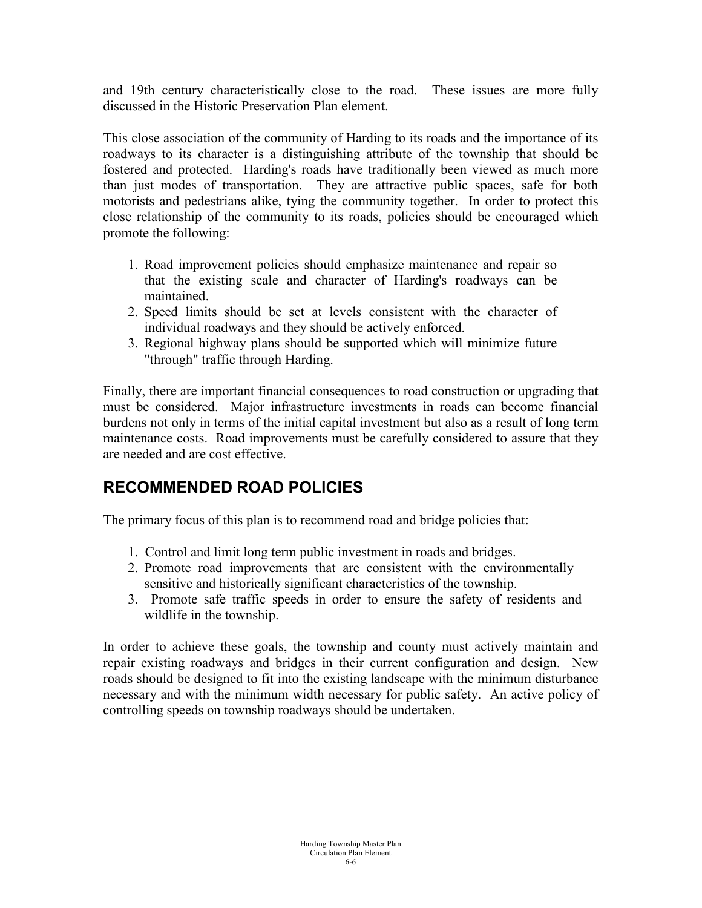and 19th century characteristically close to the road. These issues are more fully discussed in the Historic Preservation Plan element.

This close association of the community of Harding to its roads and the importance of its roadways to its character is a distinguishing attribute of the township that should be fostered and protected. Harding's roads have traditionally been viewed as much more than just modes of transportation. They are attractive public spaces, safe for both motorists and pedestrians alike, tying the community together. In order to protect this close relationship of the community to its roads, policies should be encouraged which promote the following:

1. Road improvement policies should emphasize maintenance and repair so that the existing scale and character of Harding's roadways can be maintained.
2. Speed limits should be set at levels consistent with the character of individual roadways and they should be actively enforced.
3. Regional highway plans should be supported which will minimize future "through" traffic through Harding.

Finally, there are important financial consequences to road construction or upgrading that must be considered. Major infrastructure investments in roads can become financial burdens not only in terms of the initial capital investment but also as a result of long term maintenance costs. Road improvements must be carefully considered to assure that they are needed and are cost effective.

## RECOMMENDED ROAD POLICIES

The primary focus of this plan is to recommend road and bridge policies that:

1. Control and limit long term public investment in roads and bridges.
2. Promote road improvements that are consistent with the environmentally sensitive and historically significant characteristics of the township.
3. Promote safe traffic speeds in order to ensure the safety of residents and wildlife in the township.

In order to achieve these goals, the township and county must actively maintain and repair existing roadways and bridges in their current configuration and design. New roads should be designed to fit into the existing landscape with the minimum disturbance necessary and with the minimum width necessary for public safety. An active policy of controlling speeds on township roadways should be undertaken.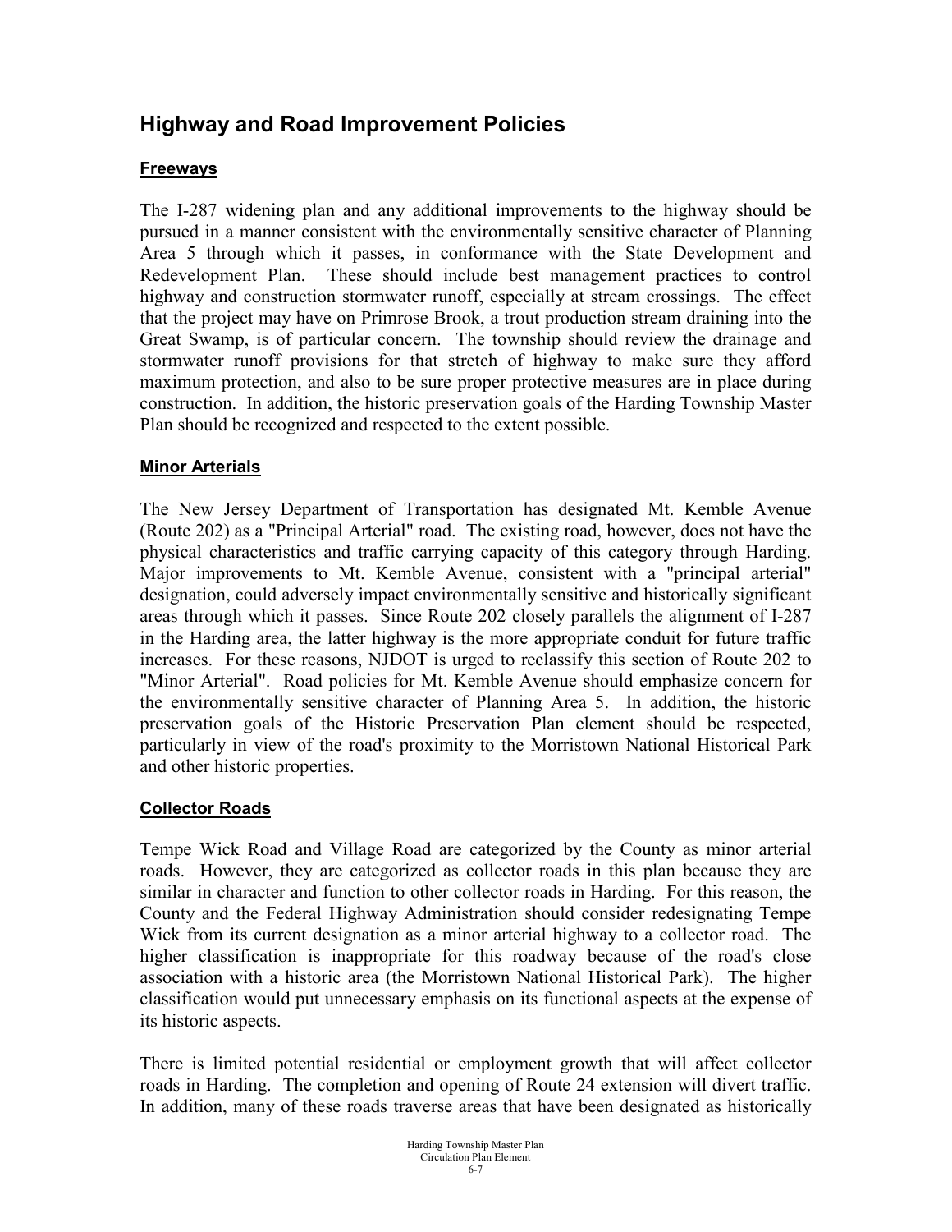## Highway and Road Improvement Policies

### Freeways

The I-287 widening plan and any additional improvements to the highway should be pursued in a manner consistent with the environmentally sensitive character of Planning Area 5 through which it passes, in conformance with the State Development and Redevelopment Plan. These should include best management practices to control highway and construction stormwater runoff, especially at stream crossings. The effect that the project may have on Primrose Brook, a trout production stream draining into the Great Swamp, is of particular concern. The township should review the drainage and stormwater runoff provisions for that stretch of highway to make sure they afford maximum protection, and also to be sure proper protective measures are in place during construction. In addition, the historic preservation goals of the Harding Township Master Plan should be recognized and respected to the extent possible.

### Minor Arterials

The New Jersey Department of Transportation has designated Mt. Kemble Avenue (Route 202) as a "Principal Arterial" road. The existing road, however, does not have the physical characteristics and traffic carrying capacity of this category through Harding. Major improvements to Mt. Kemble Avenue, consistent with a "principal arterial" designation, could adversely impact environmentally sensitive and historically significant areas through which it passes. Since Route 202 closely parallels the alignment of I-287 in the Harding area, the latter highway is the more appropriate conduit for future traffic increases. For these reasons, NJDOT is urged to reclassify this section of Route 202 to "Minor Arterial". Road policies for Mt. Kemble Avenue should emphasize concern for the environmentally sensitive character of Planning Area 5. In addition, the historic preservation goals of the Historic Preservation Plan element should be respected, particularly in view of the road's proximity to the Morristown National Historical Park and other historic properties.

### Collector Roads

Tempe Wick Road and Village Road are categorized by the County as minor arterial roads. However, they are categorized as collector roads in this plan because they are similar in character and function to other collector roads in Harding. For this reason, the County and the Federal Highway Administration should consider redesignating Tempe Wick from its current designation as a minor arterial highway to a collector road. The higher classification is inappropriate for this roadway because of the road's close association with a historic area (the Morristown National Historical Park). The higher classification would put unnecessary emphasis on its functional aspects at the expense of its historic aspects.

There is limited potential residential or employment growth that will affect collector roads in Harding. The completion and opening of Route 24 extension will divert traffic. In addition, many of these roads traverse areas that have been designated as historically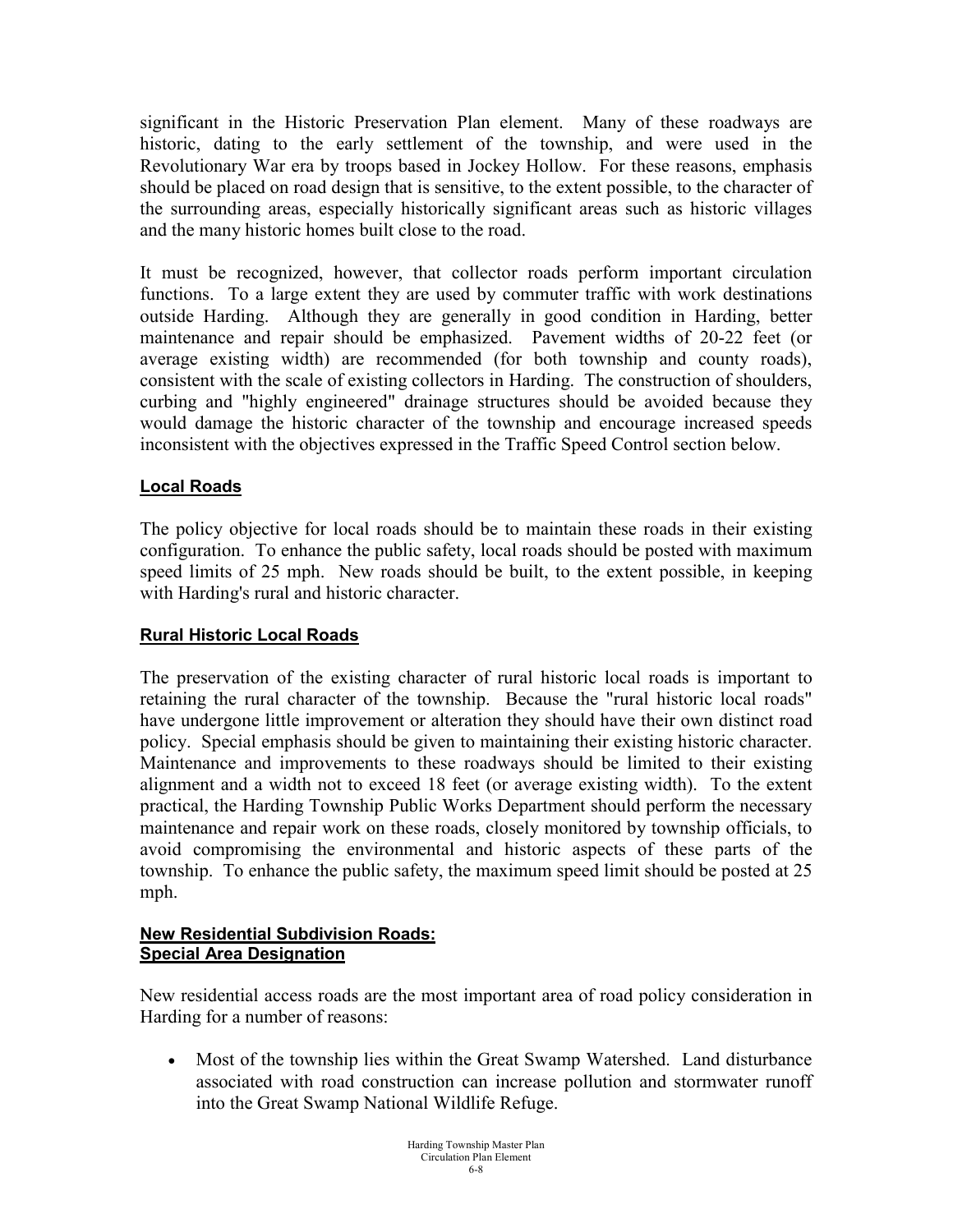significant in the Historic Preservation Plan element. Many of these roadways are historic, dating to the early settlement of the township, and were used in the Revolutionary War era by troops based in Jockey Hollow. For these reasons, emphasis should be placed on road design that is sensitive, to the extent possible, to the character of the surrounding areas, especially historically significant areas such as historic villages and the many historic homes built close to the road.

It must be recognized, however, that collector roads perform important circulation functions. To a large extent they are used by commuter traffic with work destinations outside Harding. Although they are generally in good condition in Harding, better maintenance and repair should be emphasized. Pavement widths of 20-22 feet (or average existing width) are recommended (for both township and county roads), consistent with the scale of existing collectors in Harding. The construction of shoulders, curbing and "highly engineered" drainage structures should be avoided because they would damage the historic character of the township and encourage increased speeds inconsistent with the objectives expressed in the Traffic Speed Control section below.

### Local Roads

The policy objective for local roads should be to maintain these roads in their existing configuration. To enhance the public safety, local roads should be posted with maximum speed limits of 25 mph. New roads should be built, to the extent possible, in keeping with Harding's rural and historic character.

### Rural Historic Local Roads

The preservation of the existing character of rural historic local roads is important to retaining the rural character of the township. Because the "rural historic local roads" have undergone little improvement or alteration they should have their own distinct road policy. Special emphasis should be given to maintaining their existing historic character. Maintenance and improvements to these roadways should be limited to their existing alignment and a width not to exceed 18 feet (or average existing width). To the extent practical, the Harding Township Public Works Department should perform the necessary maintenance and repair work on these roads, closely monitored by township officials, to avoid compromising the environmental and historic aspects of these parts of the township. To enhance the public safety, the maximum speed limit should be posted at 25 mph.

### New Residential Subdivision Roads: Special Area Designation

New residential access roads are the most important area of road policy consideration in Harding for a number of reasons:

- Most of the township lies within the Great Swamp Watershed. Land disturbance associated with road construction can increase pollution and stormwater runoff into the Great Swamp National Wildlife Refuge.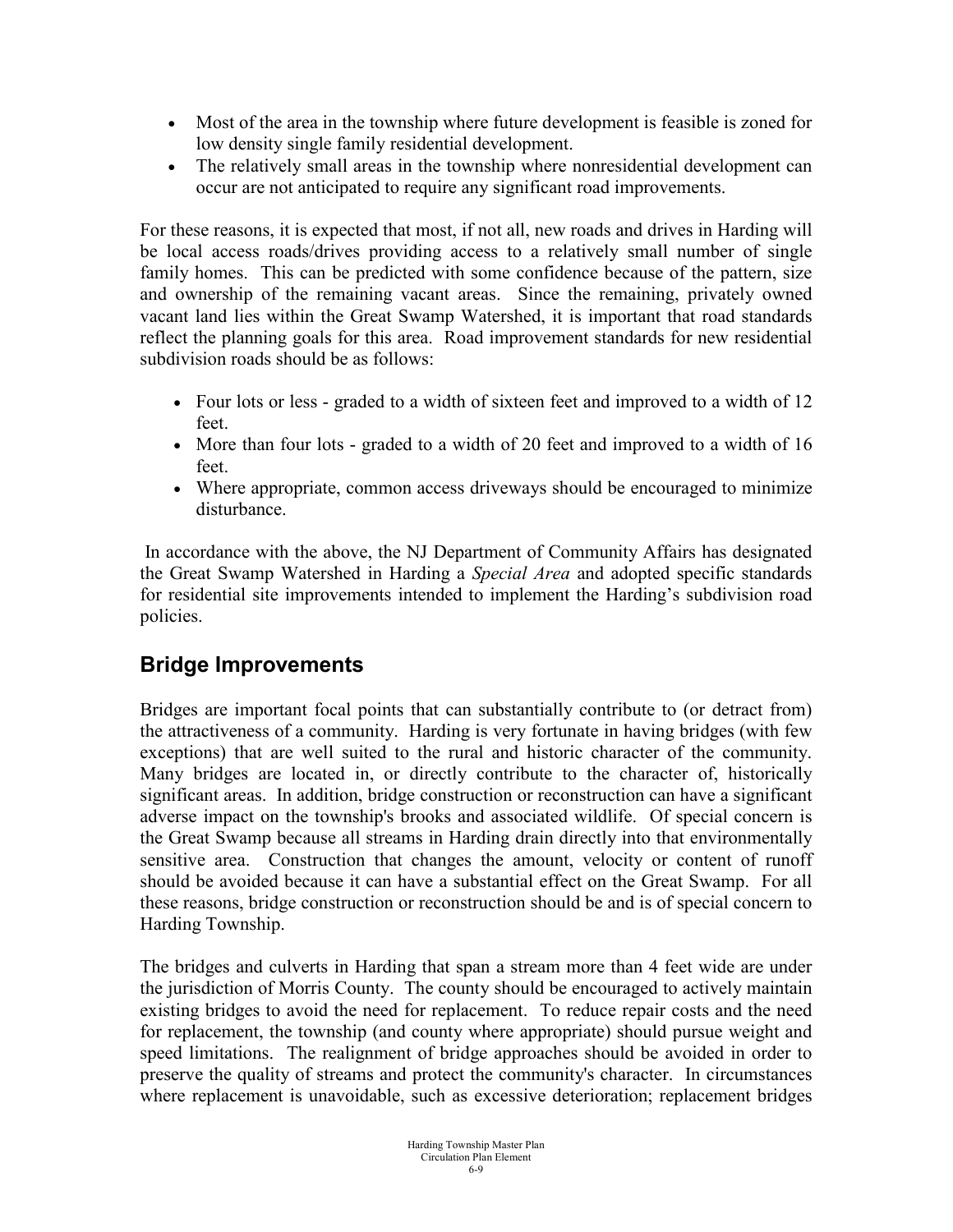- Most of the area in the township where future development is feasible is zoned for low density single family residential development.
- The relatively small areas in the township where nonresidential development can occur are not anticipated to require any significant road improvements.

For these reasons, it is expected that most, if not all, new roads and drives in Harding will be local access roads/drives providing access to a relatively small number of single family homes. This can be predicted with some confidence because of the pattern, size and ownership of the remaining vacant areas. Since the remaining, privately owned vacant land lies within the Great Swamp Watershed, it is important that road standards reflect the planning goals for this area. Road improvement standards for new residential subdivision roads should be as follows:

- Four lots or less - graded to a width of sixteen feet and improved to a width of 12 feet.
- More than four lots - graded to a width of 20 feet and improved to a width of 16 feet.
- Where appropriate, common access driveways should be encouraged to minimize disturbance.

In accordance with the above, the NJ Department of Community Affairs has designated the Great Swamp Watershed in Harding a *Special Area* and adopted specific standards for residential site improvements intended to implement the Harding's subdivision road policies.

## Bridge Improvements

Bridges are important focal points that can substantially contribute to (or detract from) the attractiveness of a community. Harding is very fortunate in having bridges (with few exceptions) that are well suited to the rural and historic character of the community. Many bridges are located in, or directly contribute to the character of, historically significant areas. In addition, bridge construction or reconstruction can have a significant adverse impact on the township's brooks and associated wildlife. Of special concern is the Great Swamp because all streams in Harding drain directly into that environmentally sensitive area. Construction that changes the amount, velocity or content of runoff should be avoided because it can have a substantial effect on the Great Swamp. For all these reasons, bridge construction or reconstruction should be and is of special concern to Harding Township.

The bridges and culverts in Harding that span a stream more than 4 feet wide are under the jurisdiction of Morris County. The county should be encouraged to actively maintain existing bridges to avoid the need for replacement. To reduce repair costs and the need for replacement, the township (and county where appropriate) should pursue weight and speed limitations. The realignment of bridge approaches should be avoided in order to preserve the quality of streams and protect the community's character. In circumstances where replacement is unavoidable, such as excessive deterioration; replacement bridges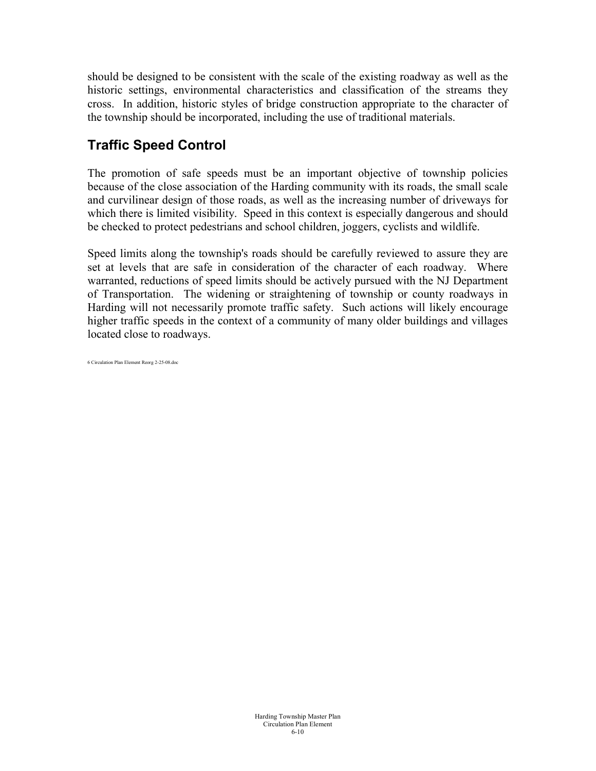should be designed to be consistent with the scale of the existing roadway as well as the historic settings, environmental characteristics and classification of the streams they cross. In addition, historic styles of bridge construction appropriate to the character of the township should be incorporated, including the use of traditional materials.

## Traffic Speed Control

The promotion of safe speeds must be an important objective of township policies because of the close association of the Harding community with its roads, the small scale and curvilinear design of those roads, as well as the increasing number of driveways for which there is limited visibility. Speed in this context is especially dangerous and should be checked to protect pedestrians and school children, joggers, cyclists and wildlife.

Speed limits along the township's roads should be carefully reviewed to assure they are set at levels that are safe in consideration of the character of each roadway. Where warranted, reductions of speed limits should be actively pursued with the NJ Department of Transportation. The widening or straightening of township or county roadways in Harding will not necessarily promote traffic safety. Such actions will likely encourage higher traffic speeds in the context of a community of many older buildings and villages located close to roadways.